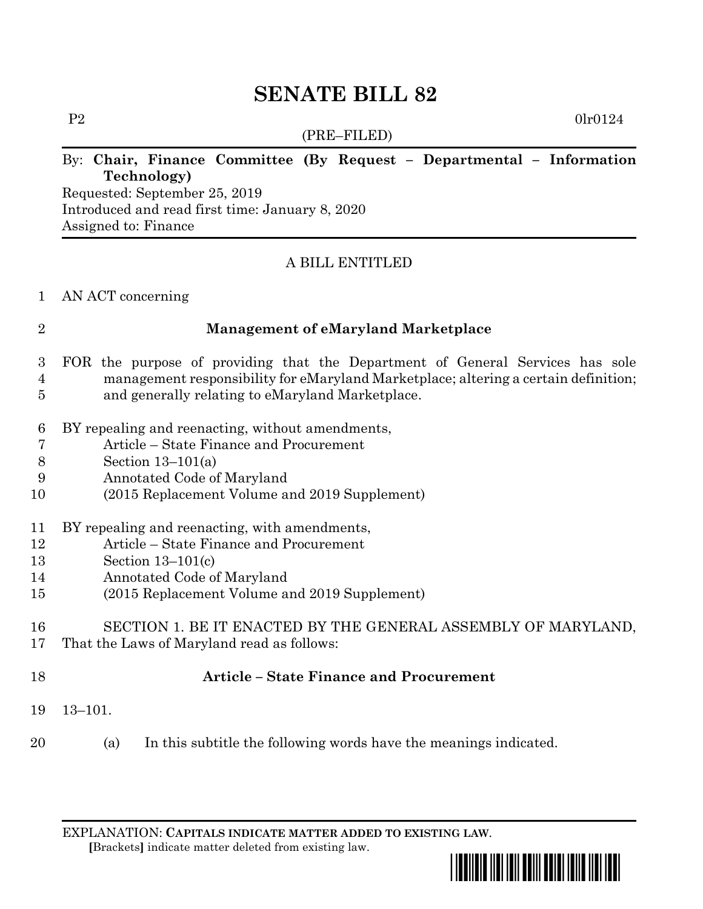# SENATE BILL 82

P2 0lr0124

(PRE–FILED)

By: **Chair, Finance Committee (By Request – Departmental – Information Technology)**

Requested: September 25, 2019

Introduced and read first time: January 8, 2020

Assigned to: Finance

---

A BILL ENTITLED

1 AN ACT concerning

2 **Management of eMaryland Marketplace**

3 FOR the purpose of providing that the Department of General Services has sole
4 management responsibility for eMaryland Marketplace; altering a certain definition;
5 and generally relating to eMaryland Marketplace.

6 BY repealing and reenacting, without amendments,
7 Article – State Finance and Procurement
8 Section 13–101(a)
9 Annotated Code of Maryland
10 (2015 Replacement Volume and 2019 Supplement)

11 BY repealing and reenacting, with amendments,
12 Article – State Finance and Procurement
13 Section 13–101(c)
14 Annotated Code of Maryland
15 (2015 Replacement Volume and 2019 Supplement)

16 SECTION 1. BE IT ENACTED BY THE GENERAL ASSEMBLY OF MARYLAND,
17 That the Laws of Maryland read as follows:

18 **Article – State Finance and Procurement**

19 13–101.

20 (a) In this subtitle the following words have the meanings indicated.

---

EXPLANATION: **CAPITALS INDICATE MATTER ADDED TO EXISTING LAW.**
**[**Brackets**]** indicate matter deleted from existing law.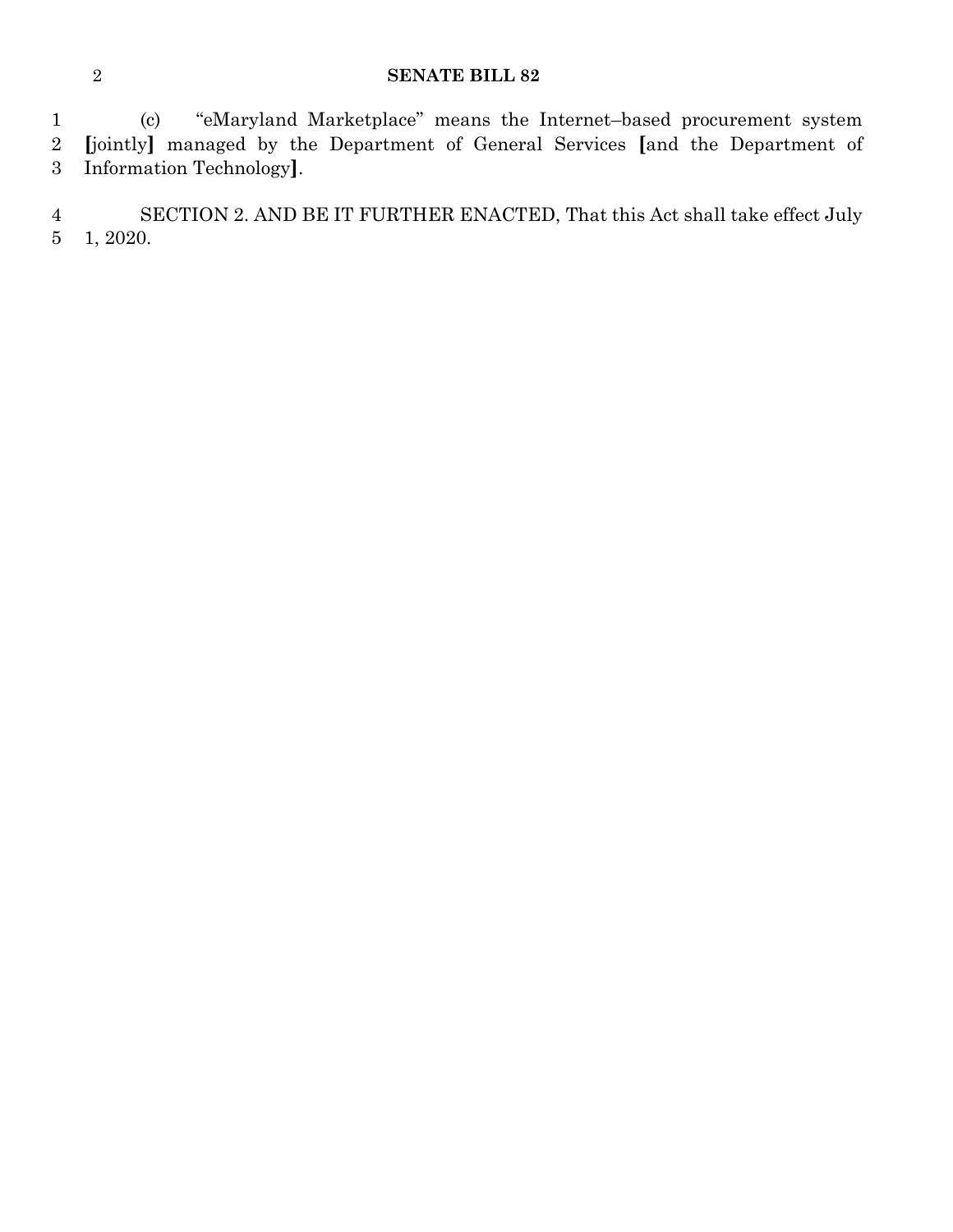(c) "eMaryland Marketplace" means the Internet–based procurement system [jointly] managed by the Department of General Services [and the Department of Information Technology].

SECTION 2. AND BE IT FURTHER ENACTED, That this Act shall take effect July 1, 2020.